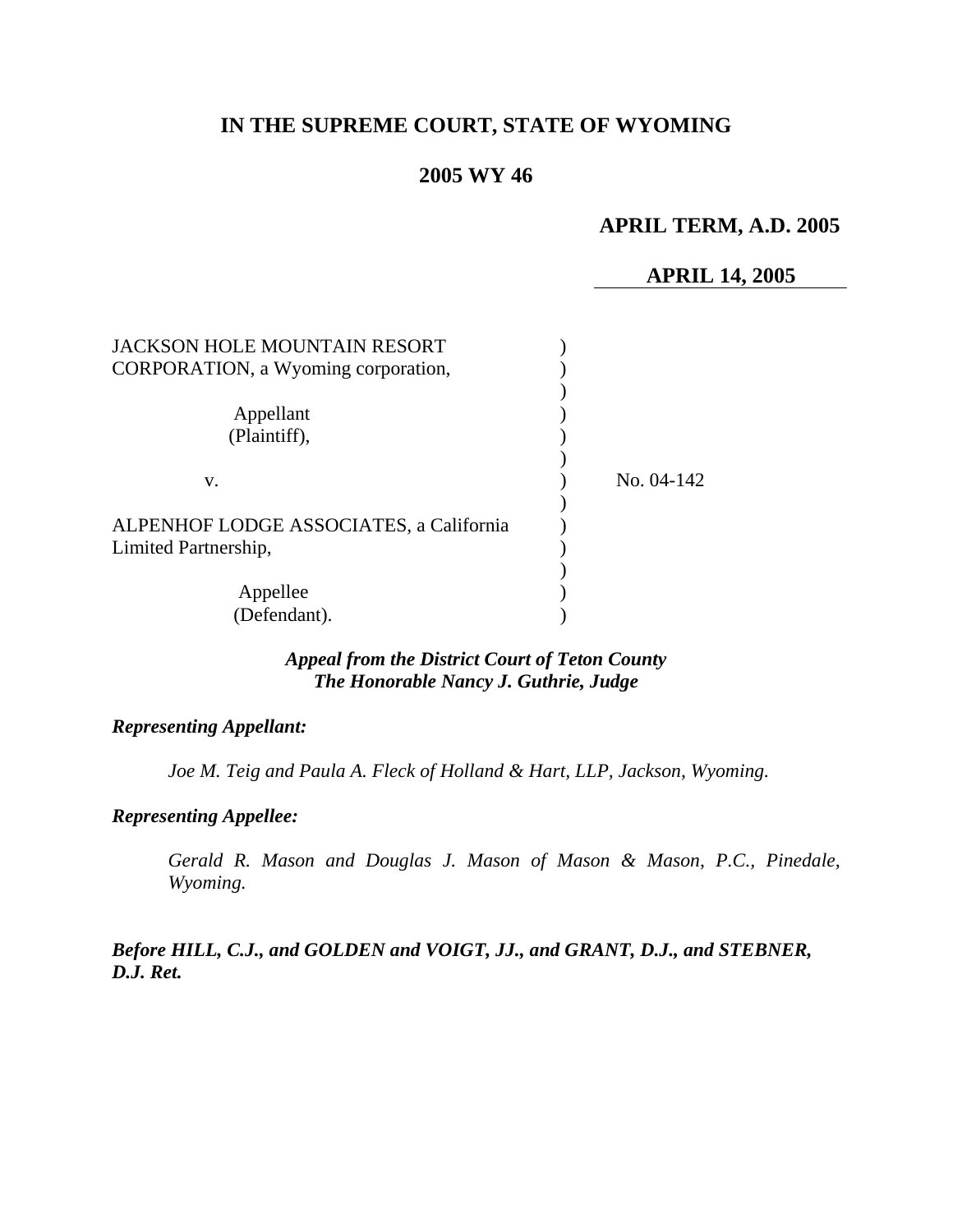# IN THE SUPREME COURT, STATE OF WYOMING

## 2005 WY 46

**APRIL TERM, A.D. 2005**

**APRIL 14, 2005**

JACKSON HOLE MOUNTAIN RESORT CORPORATION, a Wyoming corporation,

Appellant (Plaintiff),

v.

No. 04-142

ALPENHOF LODGE ASSOCIATES, a California Limited Partnership,

Appellee (Defendant).

***Appeal from the District Court of Teton County***
***The Honorable Nancy J. Guthrie, Judge***

***Representing Appellant:***

*Joe M. Teig and Paula A. Fleck of Holland & Hart, LLP, Jackson, Wyoming.*

***Representing Appellee:***

*Gerald R. Mason and Douglas J. Mason of Mason & Mason, P.C., Pinedale, Wyoming.*

***Before HILL, C.J., and GOLDEN and VOIGT, JJ., and GRANT, D.J., and STEBNER, D.J. Ret.***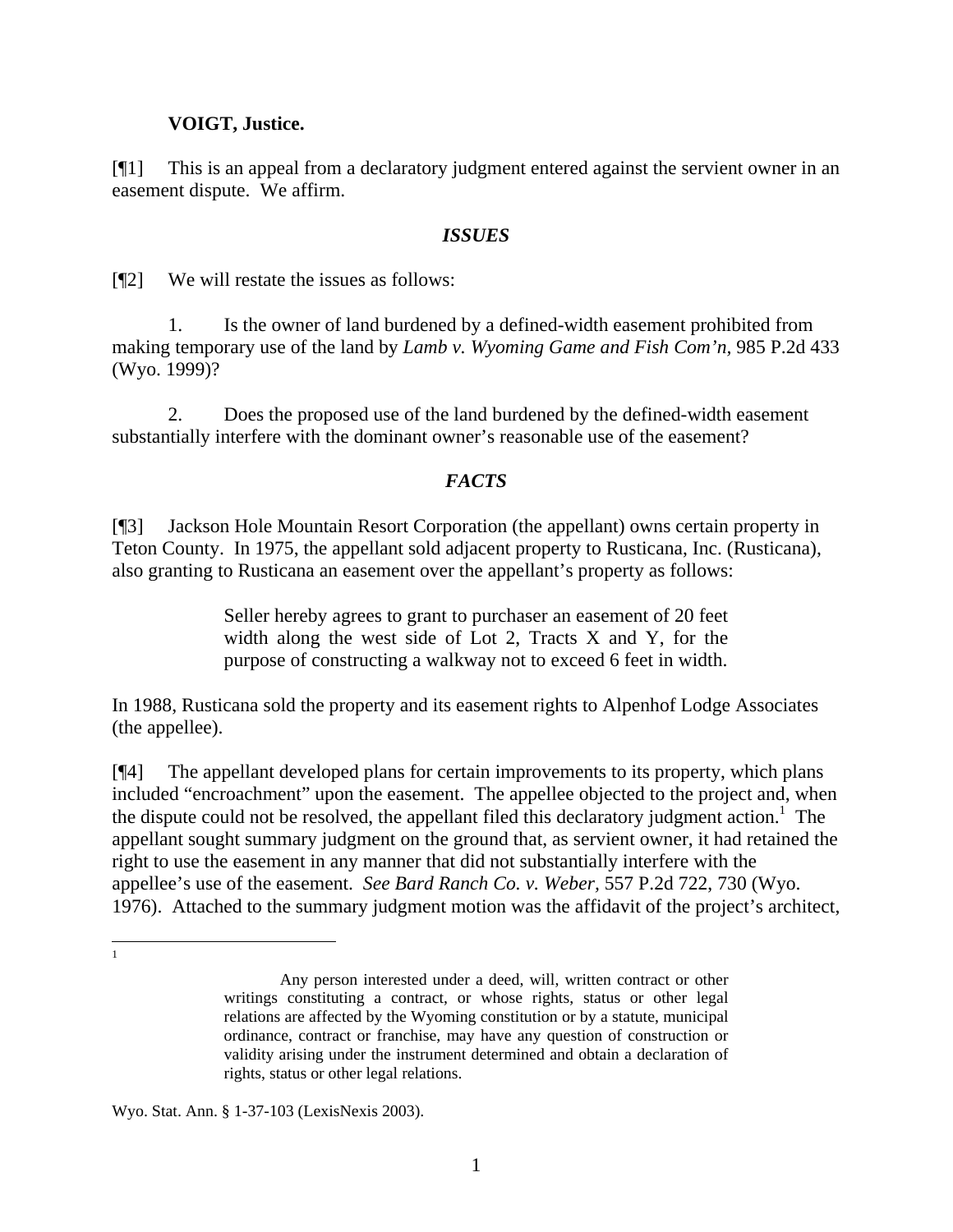**VOIGT, Justice.**

[¶1] This is an appeal from a declaratory judgment entered against the servient owner in an easement dispute. We affirm.

### *ISSUES*

[¶2] We will restate the issues as follows:

1. Is the owner of land burdened by a defined-width easement prohibited from making temporary use of the land by *Lamb v. Wyoming Game and Fish Com'n,* 985 P.2d 433 (Wyo. 1999)?

2. Does the proposed use of the land burdened by the defined-width easement substantially interfere with the dominant owner's reasonable use of the easement?

### *FACTS*

[¶3] Jackson Hole Mountain Resort Corporation (the appellant) owns certain property in Teton County. In 1975, the appellant sold adjacent property to Rusticana, Inc. (Rusticana), also granting to Rusticana an easement over the appellant's property as follows:

> Seller hereby agrees to grant to purchaser an easement of 20 feet width along the west side of Lot 2, Tracts X and Y, for the purpose of constructing a walkway not to exceed 6 feet in width.

In 1988, Rusticana sold the property and its easement rights to Alpenhof Lodge Associates (the appellee).

[¶4] The appellant developed plans for certain improvements to its property, which plans included "encroachment" upon the easement. The appellee objected to the project and, when the dispute could not be resolved, the appellant filed this declaratory judgment action.[1] The appellant sought summary judgment on the ground that, as servient owner, it had retained the right to use the easement in any manner that did not substantially interfere with the appellee's use of the easement. *See Bard Ranch Co. v. Weber,* 557 P.2d 722, 730 (Wyo. 1976). Attached to the summary judgment motion was the affidavit of the project's architect,

---

[1]

> Any person interested under a deed, will, written contract or other writings constituting a contract, or whose rights, status or other legal relations are affected by the Wyoming constitution or by a statute, municipal ordinance, contract or franchise, may have any question of construction or validity arising under the instrument determined and obtain a declaration of rights, status or other legal relations.

Wyo. Stat. Ann. § 1-37-103 (LexisNexis 2003).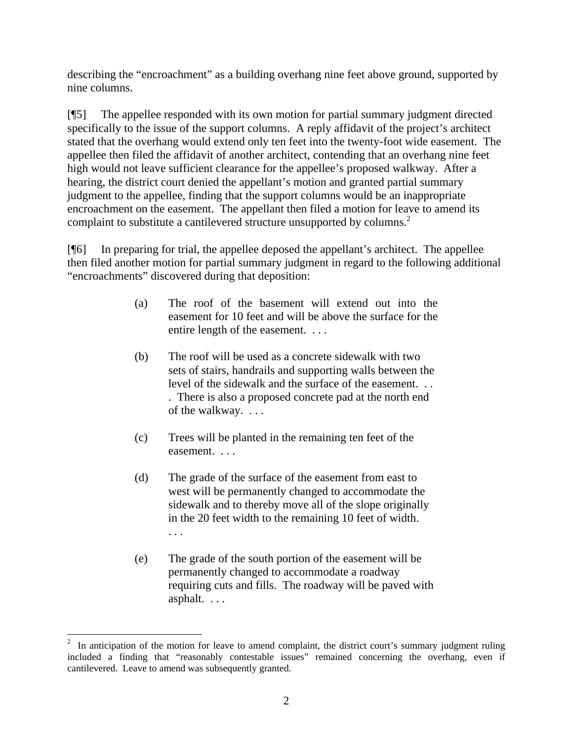describing the "encroachment" as a building overhang nine feet above ground, supported by nine columns.

[¶5] The appellee responded with its own motion for partial summary judgment directed specifically to the issue of the support columns. A reply affidavit of the project's architect stated that the overhang would extend only ten feet into the twenty-foot wide easement. The appellee then filed the affidavit of another architect, contending that an overhang nine feet high would not leave sufficient clearance for the appellee's proposed walkway. After a hearing, the district court denied the appellant's motion and granted partial summary judgment to the appellee, finding that the support columns would be an inappropriate encroachment on the easement. The appellant then filed a motion for leave to amend its complaint to substitute a cantilevered structure unsupported by columns.[2]

[¶6] In preparing for trial, the appellee deposed the appellant's architect. The appellee then filed another motion for partial summary judgment in regard to the following additional "encroachments" discovered during that deposition:

> (a) The roof of the basement will extend out into the easement for 10 feet and will be above the surface for the entire length of the easement. . . .
>
> (b) The roof will be used as a concrete sidewalk with two sets of stairs, handrails and supporting walls between the level of the sidewalk and the surface of the easement. . . . There is also a proposed concrete pad at the north end of the walkway. . . .
>
> (c) Trees will be planted in the remaining ten feet of the easement. . . .
>
> (d) The grade of the surface of the easement from east to west will be permanently changed to accommodate the sidewalk and to thereby move all of the slope originally in the 20 feet width to the remaining 10 feet of width. . . .
>
> (e) The grade of the south portion of the easement will be permanently changed to accommodate a roadway requiring cuts and fills. The roadway will be paved with asphalt. . . .

---

[2] In anticipation of the motion for leave to amend complaint, the district court's summary judgment ruling included a finding that "reasonably contestable issues" remained concerning the overhang, even if cantilevered. Leave to amend was subsequently granted.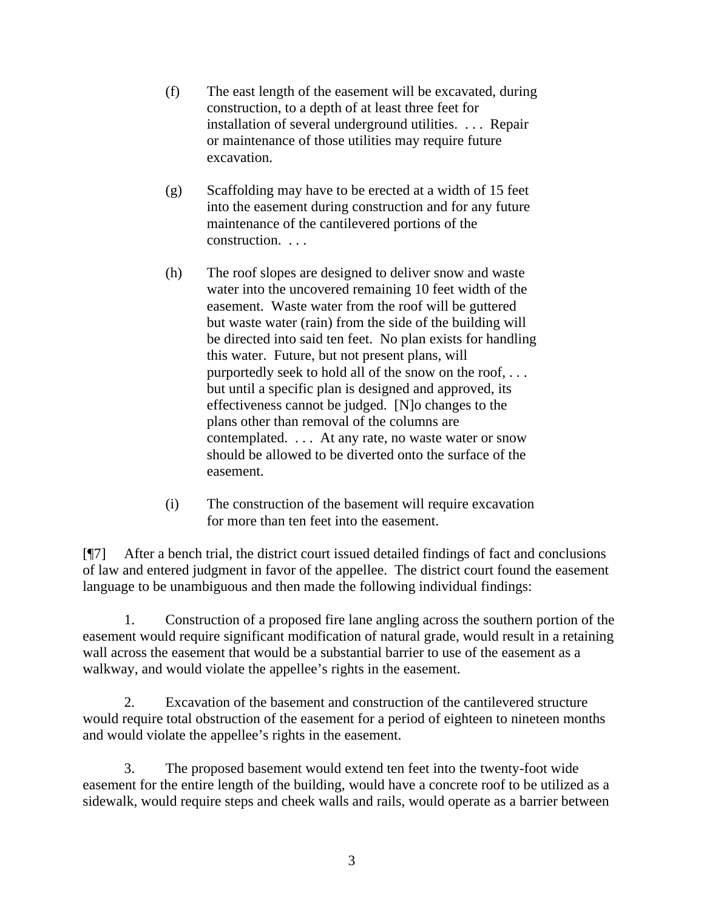> (f) The east length of the easement will be excavated, during construction, to a depth of at least three feet for installation of several underground utilities. . . . Repair or maintenance of those utilities may require future excavation.
>
> (g) Scaffolding may have to be erected at a width of 15 feet into the easement during construction and for any future maintenance of the cantilevered portions of the construction. . . .
>
> (h) The roof slopes are designed to deliver snow and waste water into the uncovered remaining 10 feet width of the easement. Waste water from the roof will be guttered but waste water (rain) from the side of the building will be directed into said ten feet. No plan exists for handling this water. Future, but not present plans, will purportedly seek to hold all of the snow on the roof, . . . but until a specific plan is designed and approved, its effectiveness cannot be judged. [N]o changes to the plans other than removal of the columns are contemplated. . . . At any rate, no waste water or snow should be allowed to be diverted onto the surface of the easement.
>
> (i) The construction of the basement will require excavation for more than ten feet into the easement.

[¶7] After a bench trial, the district court issued detailed findings of fact and conclusions of law and entered judgment in favor of the appellee. The district court found the easement language to be unambiguous and then made the following individual findings:

1. Construction of a proposed fire lane angling across the southern portion of the easement would require significant modification of natural grade, would result in a retaining wall across the easement that would be a substantial barrier to use of the easement as a walkway, and would violate the appellee's rights in the easement.

2. Excavation of the basement and construction of the cantilevered structure would require total obstruction of the easement for a period of eighteen to nineteen months and would violate the appellee's rights in the easement.

3. The proposed basement would extend ten feet into the twenty-foot wide easement for the entire length of the building, would have a concrete roof to be utilized as a sidewalk, would require steps and cheek walls and rails, would operate as a barrier between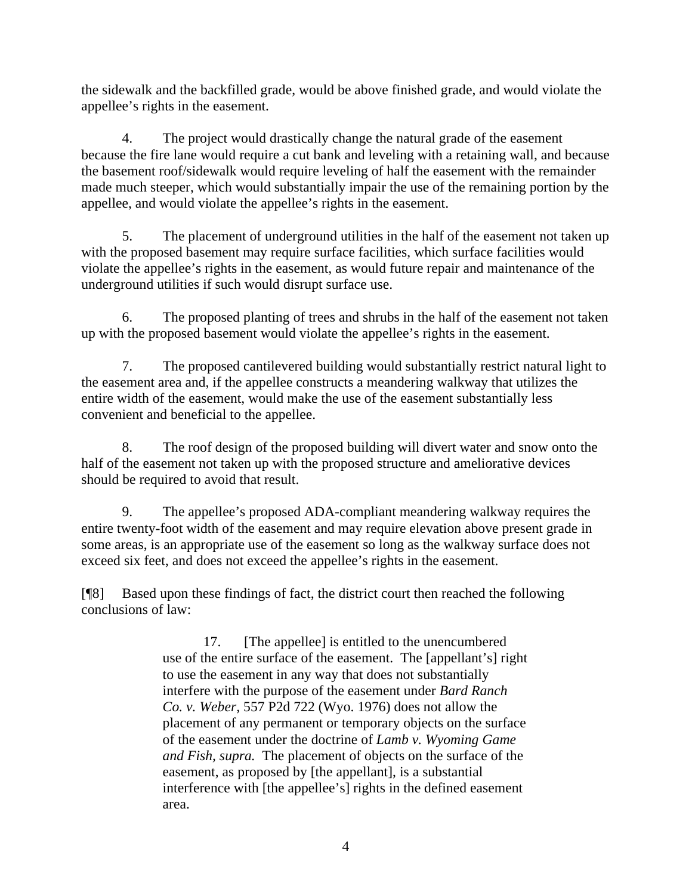the sidewalk and the backfilled grade, would be above finished grade, and would violate the appellee's rights in the easement.

4. The project would drastically change the natural grade of the easement because the fire lane would require a cut bank and leveling with a retaining wall, and because the basement roof/sidewalk would require leveling of half the easement with the remainder made much steeper, which would substantially impair the use of the remaining portion by the appellee, and would violate the appellee's rights in the easement.

5. The placement of underground utilities in the half of the easement not taken up with the proposed basement may require surface facilities, which surface facilities would violate the appellee's rights in the easement, as would future repair and maintenance of the underground utilities if such would disrupt surface use.

6. The proposed planting of trees and shrubs in the half of the easement not taken up with the proposed basement would violate the appellee's rights in the easement.

7. The proposed cantilevered building would substantially restrict natural light to the easement area and, if the appellee constructs a meandering walkway that utilizes the entire width of the easement, would make the use of the easement substantially less convenient and beneficial to the appellee.

8. The roof design of the proposed building will divert water and snow onto the half of the easement not taken up with the proposed structure and ameliorative devices should be required to avoid that result.

9. The appellee's proposed ADA-compliant meandering walkway requires the entire twenty-foot width of the easement and may require elevation above present grade in some areas, is an appropriate use of the easement so long as the walkway surface does not exceed six feet, and does not exceed the appellee's rights in the easement.

[¶8] Based upon these findings of fact, the district court then reached the following conclusions of law:

> 17. [The appellee] is entitled to the unencumbered use of the entire surface of the easement. The [appellant's] right to use the easement in any way that does not substantially interfere with the purpose of the easement under *Bard Ranch Co. v. Weber,* 557 P2d 722 (Wyo. 1976) does not allow the placement of any permanent or temporary objects on the surface of the easement under the doctrine of *Lamb v. Wyoming Game and Fish, supra.* The placement of objects on the surface of the easement, as proposed by [the appellant], is a substantial interference with [the appellee's] rights in the defined easement area.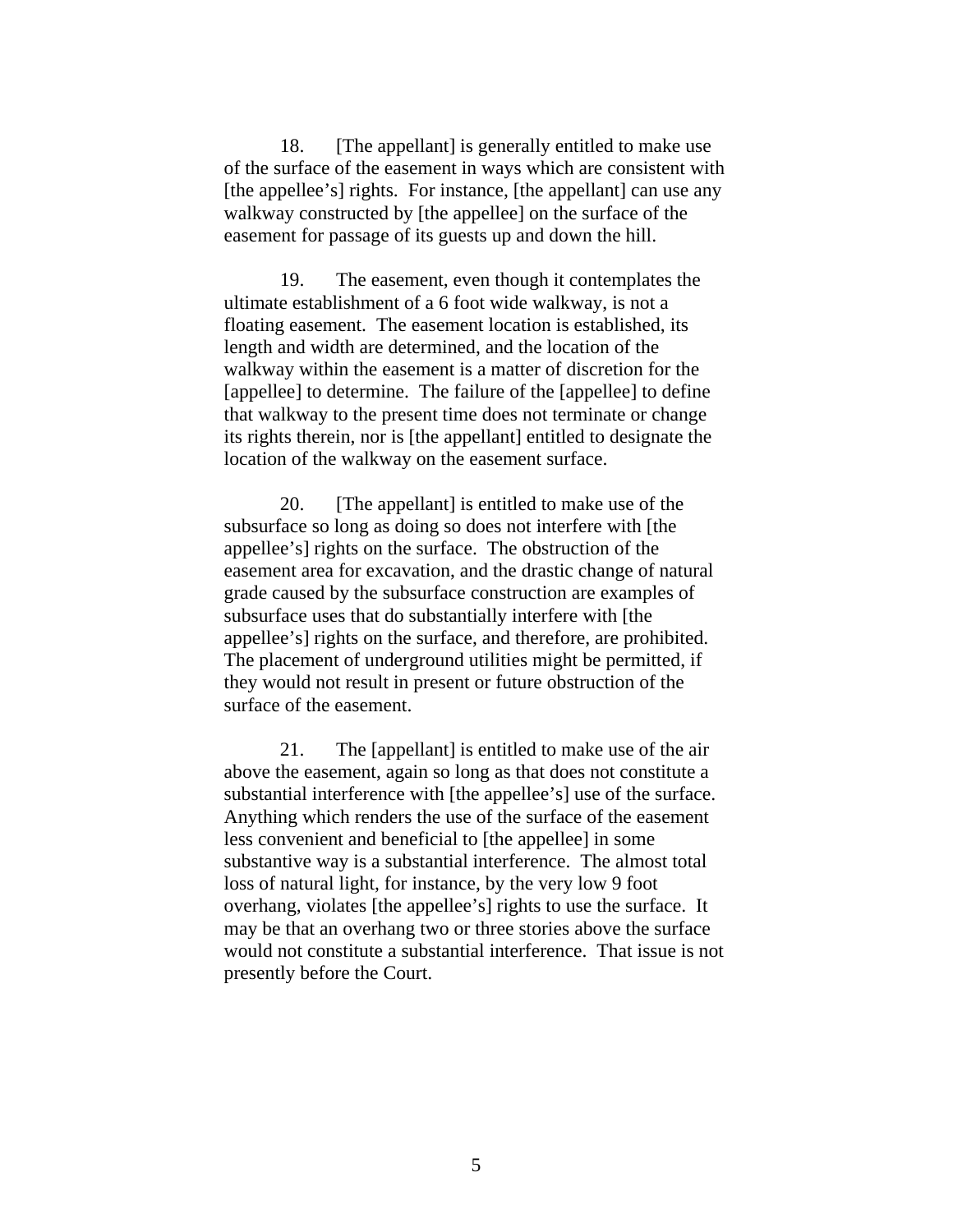18. [The appellant] is generally entitled to make use of the surface of the easement in ways which are consistent with [the appellee's] rights. For instance, [the appellant] can use any walkway constructed by [the appellee] on the surface of the easement for passage of its guests up and down the hill.

19. The easement, even though it contemplates the ultimate establishment of a 6 foot wide walkway, is not a floating easement. The easement location is established, its length and width are determined, and the location of the walkway within the easement is a matter of discretion for the [appellee] to determine. The failure of the [appellee] to define that walkway to the present time does not terminate or change its rights therein, nor is [the appellant] entitled to designate the location of the walkway on the easement surface.

20. [The appellant] is entitled to make use of the subsurface so long as doing so does not interfere with [the appellee's] rights on the surface. The obstruction of the easement area for excavation, and the drastic change of natural grade caused by the subsurface construction are examples of subsurface uses that do substantially interfere with [the appellee's] rights on the surface, and therefore, are prohibited. The placement of underground utilities might be permitted, if they would not result in present or future obstruction of the surface of the easement.

21. The [appellant] is entitled to make use of the air above the easement, again so long as that does not constitute a substantial interference with [the appellee's] use of the surface. Anything which renders the use of the surface of the easement less convenient and beneficial to [the appellee] in some substantive way is a substantial interference. The almost total loss of natural light, for instance, by the very low 9 foot overhang, violates [the appellee's] rights to use the surface. It may be that an overhang two or three stories above the surface would not constitute a substantial interference. That issue is not presently before the Court.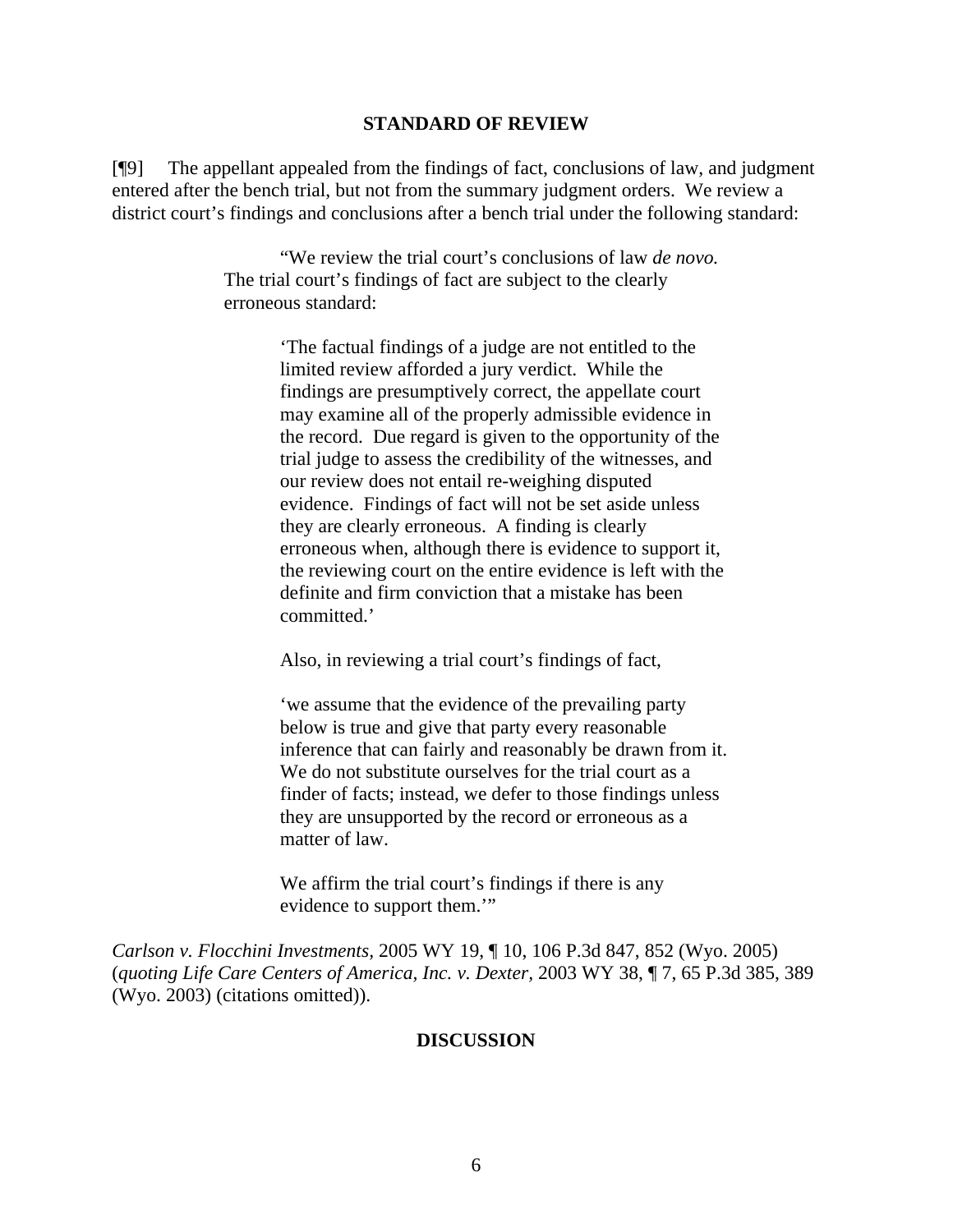## STANDARD OF REVIEW

[¶9] The appellant appealed from the findings of fact, conclusions of law, and judgment entered after the bench trial, but not from the summary judgment orders. We review a district court's findings and conclusions after a bench trial under the following standard:

> "We review the trial court's conclusions of law *de novo.* The trial court's findings of fact are subject to the clearly erroneous standard:
>
> > 'The factual findings of a judge are not entitled to the limited review afforded a jury verdict. While the findings are presumptively correct, the appellate court may examine all of the properly admissible evidence in the record. Due regard is given to the opportunity of the trial judge to assess the credibility of the witnesses, and our review does not entail re-weighing disputed evidence. Findings of fact will not be set aside unless they are clearly erroneous. A finding is clearly erroneous when, although there is evidence to support it, the reviewing court on the entire evidence is left with the definite and firm conviction that a mistake has been committed.'
> >
> > Also, in reviewing a trial court's findings of fact,
> >
> > 'we assume that the evidence of the prevailing party below is true and give that party every reasonable inference that can fairly and reasonably be drawn from it. We do not substitute ourselves for the trial court as a finder of facts; instead, we defer to those findings unless they are unsupported by the record or erroneous as a matter of law.
> >
> > We affirm the trial court's findings if there is any evidence to support them.'"

*Carlson v. Flocchini Investments*, 2005 WY 19, ¶ 10, 106 P.3d 847, 852 (Wyo. 2005) (*quoting Life Care Centers of America, Inc. v. Dexter*, 2003 WY 38, ¶ 7, 65 P.3d 385, 389 (Wyo. 2003) (citations omitted)).

## DISCUSSION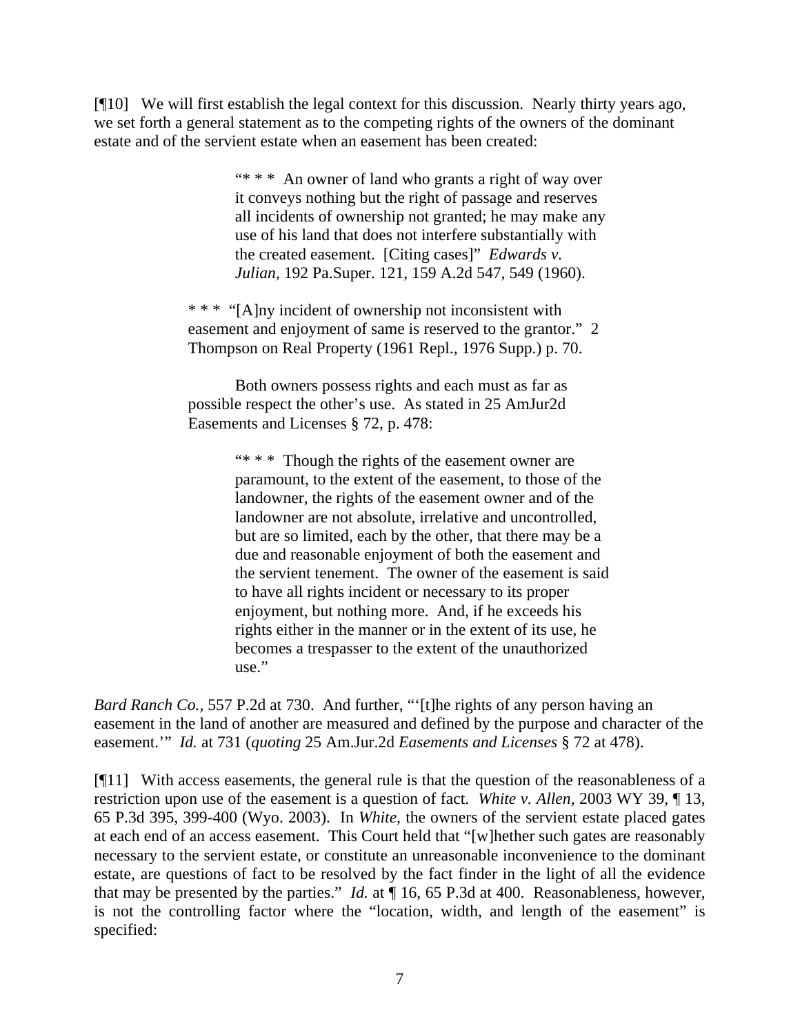[¶10] We will first establish the legal context for this discussion. Nearly thirty years ago, we set forth a general statement as to the competing rights of the owners of the dominant estate and of the servient estate when an easement has been created:

> > "* * * An owner of land who grants a right of way over it conveys nothing but the right of passage and reserves all incidents of ownership not granted; he may make any use of his land that does not interfere substantially with the created easement. [Citing cases]" *Edwards v. Julian*, 192 Pa.Super. 121, 159 A.2d 547, 549 (1960).
>
> * * * "[A]ny incident of ownership not inconsistent with easement and enjoyment of same is reserved to the grantor." 2 Thompson on Real Property (1961 Repl., 1976 Supp.) p. 70.
>
> Both owners possess rights and each must as far as possible respect the other's use. As stated in 25 AmJur2d Easements and Licenses § 72, p. 478:
>
> > "* * * Though the rights of the easement owner are paramount, to the extent of the easement, to those of the landowner, the rights of the easement owner and of the landowner are not absolute, irrelative and uncontrolled, but are so limited, each by the other, that there may be a due and reasonable enjoyment of both the easement and the servient tenement. The owner of the easement is said to have all rights incident or necessary to its proper enjoyment, but nothing more. And, if he exceeds his rights either in the manner or in the extent of its use, he becomes a trespasser to the extent of the unauthorized use."

*Bard Ranch Co.*, 557 P.2d at 730. And further, "'[t]he rights of any person having an easement in the land of another are measured and defined by the purpose and character of the easement.'" *Id.* at 731 (*quoting* 25 Am.Jur.2d *Easements and Licenses* § 72 at 478).

[¶11] With access easements, the general rule is that the question of the reasonableness of a restriction upon use of the easement is a question of fact. *White v. Allen*, 2003 WY 39, ¶ 13, 65 P.3d 395, 399-400 (Wyo. 2003). In *White*, the owners of the servient estate placed gates at each end of an access easement. This Court held that "[w]hether such gates are reasonably necessary to the servient estate, or constitute an unreasonable inconvenience to the dominant estate, are questions of fact to be resolved by the fact finder in the light of all the evidence that may be presented by the parties." *Id.* at ¶ 16, 65 P.3d at 400. Reasonableness, however, is not the controlling factor where the "location, width, and length of the easement" is specified: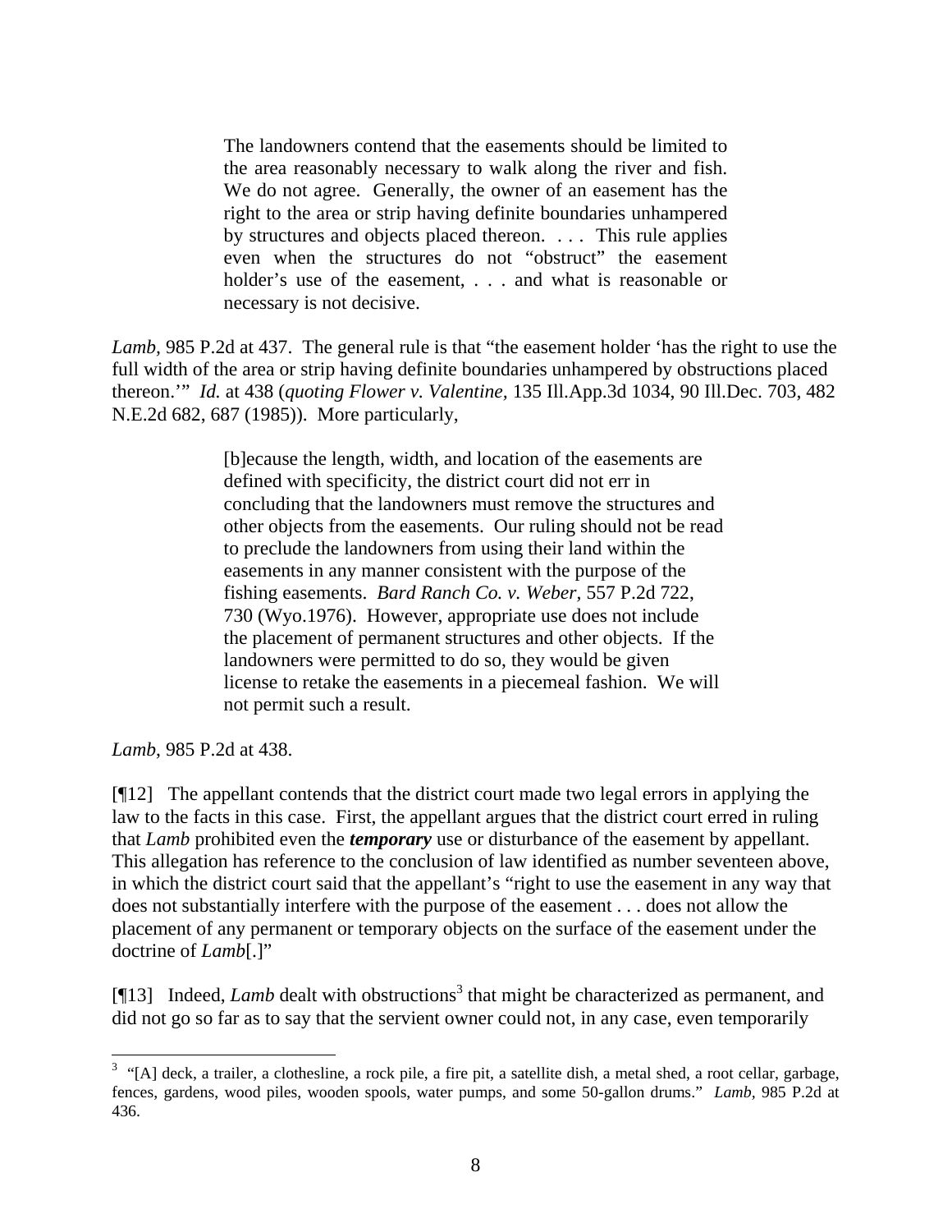> The landowners contend that the easements should be limited to the area reasonably necessary to walk along the river and fish. We do not agree. Generally, the owner of an easement has the right to the area or strip having definite boundaries unhampered by structures and objects placed thereon. . . . This rule applies even when the structures do not "obstruct" the easement holder's use of the easement, . . . and what is reasonable or necessary is not decisive.

*Lamb,* 985 P.2d at 437. The general rule is that "the easement holder 'has the right to use the full width of the area or strip having definite boundaries unhampered by obstructions placed thereon.'" *Id.* at 438 (*quoting Flower v. Valentine,* 135 Ill.App.3d 1034, 90 Ill.Dec. 703, 482 N.E.2d 682, 687 (1985)). More particularly,

> [b]ecause the length, width, and location of the easements are defined with specificity, the district court did not err in concluding that the landowners must remove the structures and other objects from the easements. Our ruling should not be read to preclude the landowners from using their land within the easements in any manner consistent with the purpose of the fishing easements. *Bard Ranch Co. v. Weber,* 557 P.2d 722, 730 (Wyo.1976). However, appropriate use does not include the placement of permanent structures and other objects. If the landowners were permitted to do so, they would be given license to retake the easements in a piecemeal fashion. We will not permit such a result.

*Lamb*, 985 P.2d at 438.

[¶12] The appellant contends that the district court made two legal errors in applying the law to the facts in this case. First, the appellant argues that the district court erred in ruling that *Lamb* prohibited even the ***temporary*** use or disturbance of the easement by appellant. This allegation has reference to the conclusion of law identified as number seventeen above, in which the district court said that the appellant's "right to use the easement in any way that does not substantially interfere with the purpose of the easement . . . does not allow the placement of any permanent or temporary objects on the surface of the easement under the doctrine of *Lamb*[.]"

[¶13] Indeed, *Lamb* dealt with obstructions[3] that might be characterized as permanent, and did not go so far as to say that the servient owner could not, in any case, even temporarily

[3] "[A] deck, a trailer, a clothesline, a rock pile, a fire pit, a satellite dish, a metal shed, a root cellar, garbage, fences, gardens, wood piles, wooden spools, water pumps, and some 50-gallon drums." *Lamb*, 985 P.2d at 436.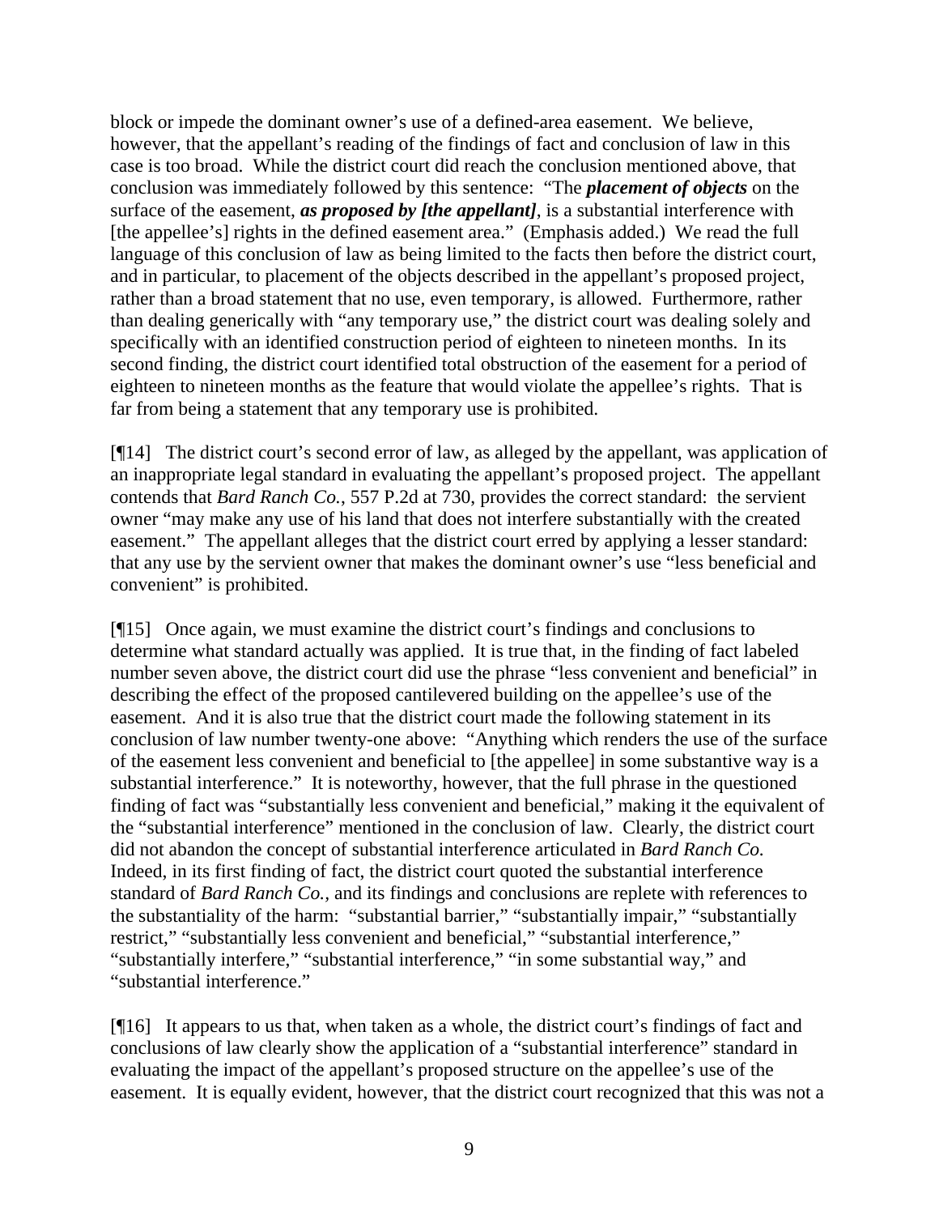block or impede the dominant owner's use of a defined-area easement. We believe, however, that the appellant's reading of the findings of fact and conclusion of law in this case is too broad. While the district court did reach the conclusion mentioned above, that conclusion was immediately followed by this sentence: "The ***placement of objects*** on the surface of the easement, ***as proposed by [the appellant]***, is a substantial interference with [the appellee's] rights in the defined easement area." (Emphasis added.) We read the full language of this conclusion of law as being limited to the facts then before the district court, and in particular, to placement of the objects described in the appellant's proposed project, rather than a broad statement that no use, even temporary, is allowed. Furthermore, rather than dealing generically with "any temporary use," the district court was dealing solely and specifically with an identified construction period of eighteen to nineteen months. In its second finding, the district court identified total obstruction of the easement for a period of eighteen to nineteen months as the feature that would violate the appellee's rights. That is far from being a statement that any temporary use is prohibited.

[¶14] The district court's second error of law, as alleged by the appellant, was application of an inappropriate legal standard in evaluating the appellant's proposed project. The appellant contends that *Bard Ranch Co.*, 557 P.2d at 730, provides the correct standard: the servient owner "may make any use of his land that does not interfere substantially with the created easement." The appellant alleges that the district court erred by applying a lesser standard: that any use by the servient owner that makes the dominant owner's use "less beneficial and convenient" is prohibited.

[¶15] Once again, we must examine the district court's findings and conclusions to determine what standard actually was applied. It is true that, in the finding of fact labeled number seven above, the district court did use the phrase "less convenient and beneficial" in describing the effect of the proposed cantilevered building on the appellee's use of the easement. And it is also true that the district court made the following statement in its conclusion of law number twenty-one above: "Anything which renders the use of the surface of the easement less convenient and beneficial to [the appellee] in some substantive way is a substantial interference." It is noteworthy, however, that the full phrase in the questioned finding of fact was "substantially less convenient and beneficial," making it the equivalent of the "substantial interference" mentioned in the conclusion of law. Clearly, the district court did not abandon the concept of substantial interference articulated in *Bard Ranch Co.* Indeed, in its first finding of fact, the district court quoted the substantial interference standard of *Bard Ranch Co.*, and its findings and conclusions are replete with references to the substantiality of the harm: "substantial barrier," "substantially impair," "substantially restrict," "substantially less convenient and beneficial," "substantial interference," "substantially interfere," "substantial interference," "in some substantial way," and "substantial interference."

[¶16] It appears to us that, when taken as a whole, the district court's findings of fact and conclusions of law clearly show the application of a "substantial interference" standard in evaluating the impact of the appellant's proposed structure on the appellee's use of the easement. It is equally evident, however, that the district court recognized that this was not a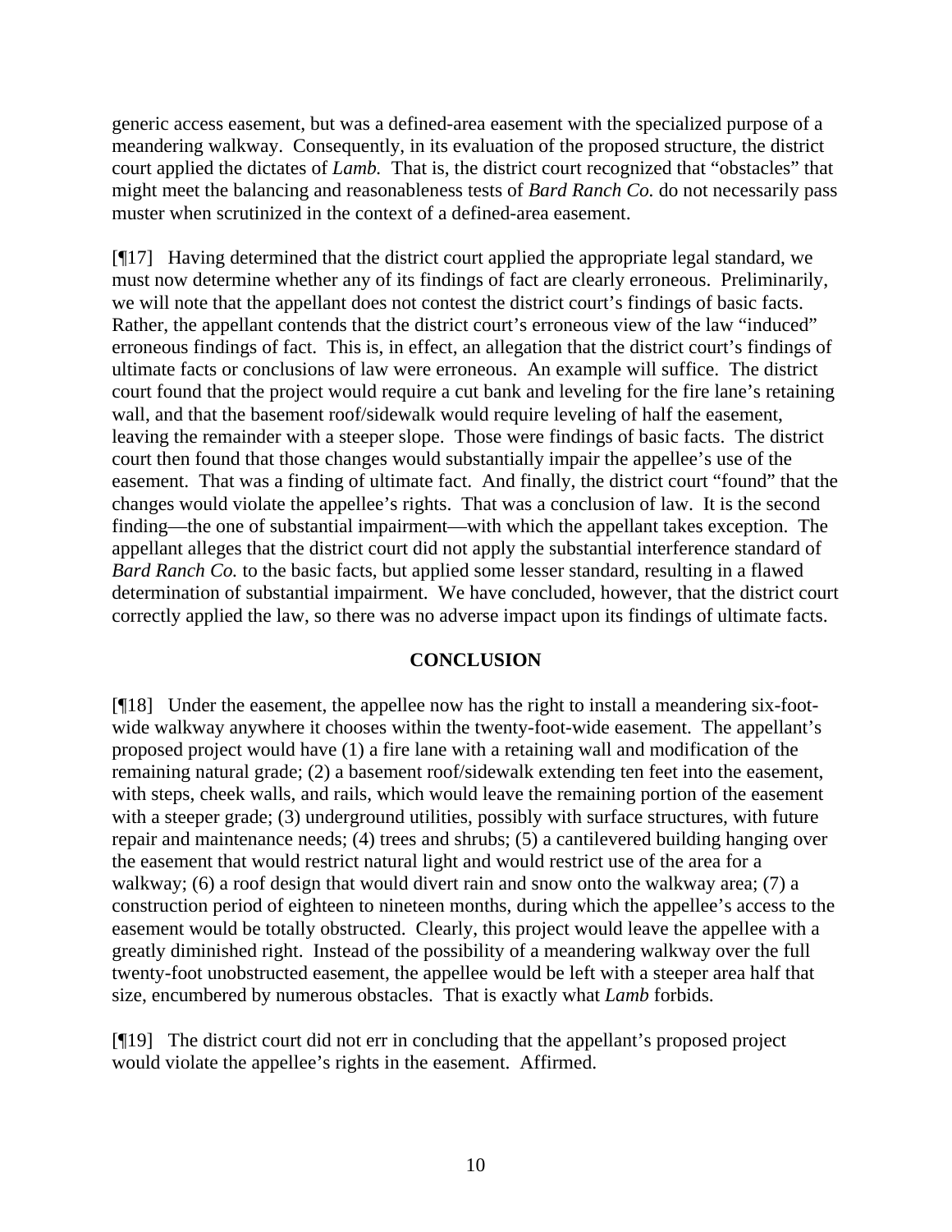generic access easement, but was a defined-area easement with the specialized purpose of a meandering walkway. Consequently, in its evaluation of the proposed structure, the district court applied the dictates of *Lamb.* That is, the district court recognized that "obstacles" that might meet the balancing and reasonableness tests of *Bard Ranch Co.* do not necessarily pass muster when scrutinized in the context of a defined-area easement.

[¶17] Having determined that the district court applied the appropriate legal standard, we must now determine whether any of its findings of fact are clearly erroneous. Preliminarily, we will note that the appellant does not contest the district court's findings of basic facts. Rather, the appellant contends that the district court's erroneous view of the law "induced" erroneous findings of fact. This is, in effect, an allegation that the district court's findings of ultimate facts or conclusions of law were erroneous. An example will suffice. The district court found that the project would require a cut bank and leveling for the fire lane's retaining wall, and that the basement roof/sidewalk would require leveling of half the easement, leaving the remainder with a steeper slope. Those were findings of basic facts. The district court then found that those changes would substantially impair the appellee's use of the easement. That was a finding of ultimate fact. And finally, the district court "found" that the changes would violate the appellee's rights. That was a conclusion of law. It is the second finding—the one of substantial impairment—with which the appellant takes exception. The appellant alleges that the district court did not apply the substantial interference standard of *Bard Ranch Co.* to the basic facts, but applied some lesser standard, resulting in a flawed determination of substantial impairment. We have concluded, however, that the district court correctly applied the law, so there was no adverse impact upon its findings of ultimate facts.

## CONCLUSION

[¶18] Under the easement, the appellee now has the right to install a meandering six-foot-wide walkway anywhere it chooses within the twenty-foot-wide easement. The appellant's proposed project would have (1) a fire lane with a retaining wall and modification of the remaining natural grade; (2) a basement roof/sidewalk extending ten feet into the easement, with steps, cheek walls, and rails, which would leave the remaining portion of the easement with a steeper grade; (3) underground utilities, possibly with surface structures, with future repair and maintenance needs; (4) trees and shrubs; (5) a cantilevered building hanging over the easement that would restrict natural light and would restrict use of the area for a walkway; (6) a roof design that would divert rain and snow onto the walkway area; (7) a construction period of eighteen to nineteen months, during which the appellee's access to the easement would be totally obstructed. Clearly, this project would leave the appellee with a greatly diminished right. Instead of the possibility of a meandering walkway over the full twenty-foot unobstructed easement, the appellee would be left with a steeper area half that size, encumbered by numerous obstacles. That is exactly what *Lamb* forbids.

[¶19] The district court did not err in concluding that the appellant's proposed project would violate the appellee's rights in the easement. Affirmed.